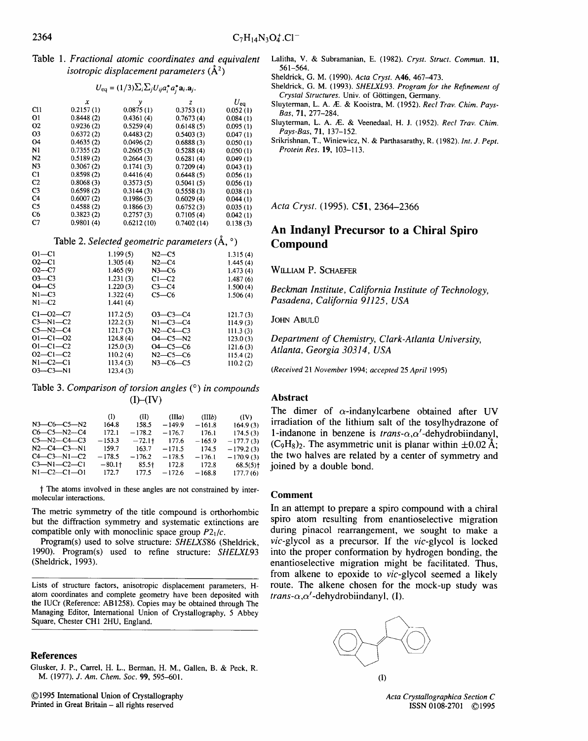Table 1. *Fractional atomic coordinates and equivalent isotropic displacement parameters* ($Å^2$)

$$U_{eq} = (1/3)\Sigma_i\Sigma_j U_{ij}a_i^*a_j^*\mathbf{a}_i.\mathbf{a}_j.$$

| | $x$ | $y$ | $z$ | $U_{eq}$ |
|---|---|---|---|---|
| Cl1 | 0.2157 (1) | 0.0875 (1) | 0.3753 (1) | 0.052 (1) |
| O1 | 0.8448 (2) | 0.4361 (4) | 0.7673 (4) | 0.084 (1) |
| O2 | 0.9236 (2) | 0.5259 (4) | 0.6148 (5) | 0.095 (1) |
| O3 | 0.6372 (2) | 0.4483 (2) | 0.5403 (3) | 0.047 (1) |
| O4 | 0.4635 (2) | 0.0496 (2) | 0.6888 (3) | 0.050 (1) |
| N1 | 0.7355 (2) | 0.2605 (3) | 0.5288 (4) | 0.050 (1) |
| N2 | 0.5189 (2) | 0.2664 (3) | 0.6281 (4) | 0.049 (1) |
| N3 | 0.3067 (2) | 0.1741 (3) | 0.7209 (4) | 0.043 (1) |
| C1 | 0.8598 (2) | 0.4416 (4) | 0.6448 (5) | 0.056 (1) |
| C2 | 0.8068 (3) | 0.3573 (5) | 0.5041 (5) | 0.056 (1) |
| C3 | 0.6598 (2) | 0.3144 (3) | 0.5558 (3) | 0.038 (1) |
| C4 | 0.6007 (2) | 0.1986 (3) | 0.6029 (4) | 0.044 (1) |
| C5 | 0.4588 (2) | 0.1866 (3) | 0.6752 (3) | 0.035 (1) |
| C6 | 0.3823 (2) | 0.2757 (3) | 0.7105 (4) | 0.042 (1) |
| C7 | 0.9801 (4) | 0.6212 (10) | 0.7402 (14) | 0.138 (3) |

Table 2. *Selected geometric parameters* (Å, °)

| | | | |
|---|---|---|---|
| O1—C1 | 1.199 (5) | N2—C5 | 1.315 (4) |
| O2—C1 | 1.305 (4) | N2—C4 | 1.445 (4) |
| O2—C7 | 1.465 (9) | N3—C6 | 1.473 (4) |
| O3—C3 | 1.231 (3) | C1—C2 | 1.487 (6) |
| O4—C5 | 1.220 (3) | C3—C4 | 1.500 (4) |
| N1—C3 | 1.322 (4) | C5—C6 | 1.506 (4) |
| N1—C2 | 1.441 (4) | | |
| C1—O2—C7 | 117.2 (5) | O3—C3—C4 | 121.7 (3) |
| C3—N1—C2 | 122.2 (3) | N1—C3—C4 | 114.9 (3) |
| C5—N2—C4 | 121.7 (3) | N2—C4—C3 | 111.3 (3) |
| O1—C1—O2 | 124.8 (4) | O4—C5—N2 | 123.0 (3) |
| O1—C1—C2 | 125.0 (3) | O4—C5—C6 | 121.6 (3) |
| O2—C1—C2 | 110.2 (4) | N2—C5—C6 | 115.4 (2) |
| N1—C2—C1 | 113.4 (3) | N3—C6—C5 | 110.2 (2) |
| O3—C3—N1 | 123.4 (3) | | |

Table 3. *Comparison of torsion angles* (°) *in compounds* (I)–(IV)

| | (I) | (II) | (IIIa) | (IIIb) | (IV) |
|---|---|---|---|---|---|
| N3—C6—C5—N2 | 164.8 | 158.5 | −149.9 | −161.8 | 164.9 (3) |
| C6—C5—N2—C4 | 172.1 | −178.2 | −176.7 | 176.1 | 174.5 (3) |
| C5—N2—C4—C3 | −153.3 | −72.1† | 177.6 | −165.9 | −177.7 (3) |
| N2—C4—C3—N1 | 159.7 | 163.7 | −171.5 | 174.5 | −179.2 (3) |
| C4—C3—N1—C2 | −178.5 | −176.2 | −178.5 | −176.1 | −170.9 (3) |
| C3—N1—C2—C1 | −80.1† | 85.5† | 172.8 | 172.8 | 68.5(5)† |
| N1—C2—C1—O1 | 172.7 | 177.5 | −172.6 | −168.8 | 177.7 (6) |

† The atoms involved in these angles are not constrained by intermolecular interactions.

The metric symmetry of the title compound is orthorhombic but the diffraction symmetry and systematic extinctions are compatible only with monoclinic space group $P2_1/c$.

Program(s) used to solve structure: *SHELXS*86 (Sheldrick, 1990). Program(s) used to refine structure: *SHELXL*93 (Sheldrick, 1993).

Lists of structure factors, anisotropic displacement parameters, H-atom coordinates and complete geometry have been deposited with the IUCr (Reference: AB1258). Copies may be obtained through The Managing Editor, International Union of Crystallography, 5 Abbey Square, Chester CH1 2HU, England.

## References

Glusker, J. P., Carrel, H. L., Berman, H. M., Gallen, B. & Peck, R. M. (1977). *J. Am. Chem. Soc.* **99**, 595–601.

Lalitha, V. & Subramanian, E. (1982). *Cryst. Struct. Commun.* **11**, 561–564.

Sheldrick, G. M. (1990). *Acta Cryst.* A**46**, 467–473.

Sheldrick, G. M. (1993). *SHELXL93. Program for the Refinement of Crystal Structures.* Univ. of Göttingen, Germany.

Sluyterman, L. A. Æ. & Kooistra, M. (1952). *Recl Trav. Chim. Pays-Bas*, **71**, 277–284.

Sluyterman, L. A. Æ. & Veenedaal, H. J. (1952). *Recl Trav. Chim. Pays-Bas*, **71**, 137–152.

Srikrishnan, T., Winiewicz, N. & Parthasarathy, R. (1982). *Int. J. Pept. Protein Res.* **19**, 103–113.

©1995 International Union of Crystallography
Printed in Great Britain – all rights reserved

*Acta Cryst.* (1995). C**51**, 2364–2366

# An Indanyl Precursor to a Chiral Spiro Compound

WILLIAM P. SCHAEFER

*Beckman Institute, California Institute of Technology, Pasadena, California 91125, USA*

JOHN ABULŪ

*Department of Chemistry, Clark-Atlanta University, Atlanta, Georgia 30314, USA*

*(Received 21 November 1994; accepted 25 April 1995)*

## Abstract

The dimer of α-indanylcarbene obtained after UV irradiation of the lithium salt of the tosylhydrazone of 1-indanone in benzene is *trans*-α,α′-dehydrobiindanyl, $(C_9H_8)_2$. The asymmetric unit is planar within ±0.02 Å; the two halves are related by a center of symmetry and joined by a double bond.

## Comment

In an attempt to prepare a spiro compound with a chiral spiro atom resulting from enantioselective migration during pinacol rearrangement, we sought to make a *vic*-glycol as a precursor. If the *vic*-glycol is locked into the proper conformation by hydrogen bonding, the enantioselective migration might be facilitated. Thus, from alkene to epoxide to *vic*-glycol seemed a likely route. The alkene chosen for the mock-up study was *trans*-α,α′-dehydrobiindanyl, (I).

(I)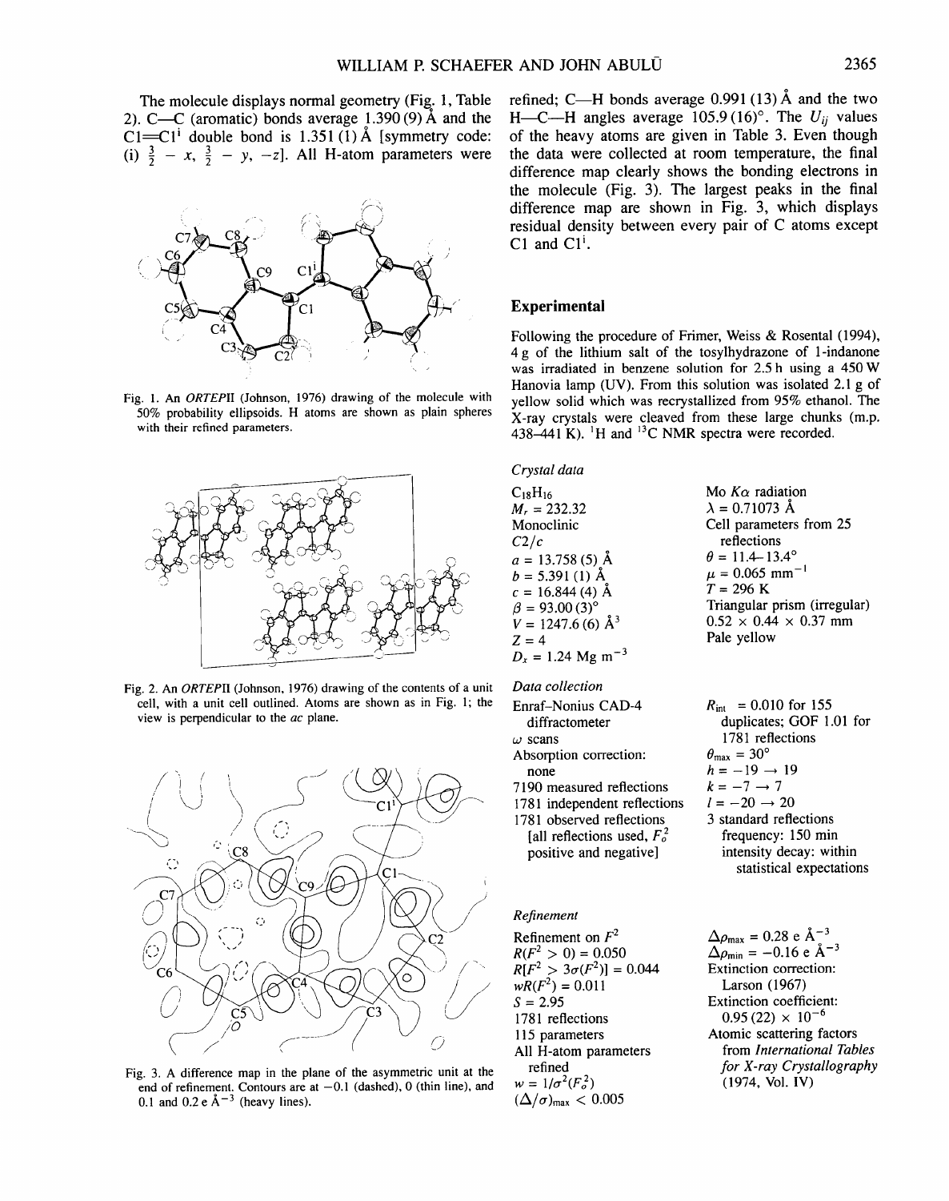The molecule displays normal geometry (Fig. 1, Table 2). C—C (aromatic) bonds average 1.390 (9) Å and the C1=C1$^{i}$ double bond is 1.351 (1) Å [symmetry code: (i) $\frac{3}{2} - x, \frac{3}{2} - y, -z$]. All H-atom parameters were refined; C—H bonds average 0.991 (13) Å and the two H—C—H angles average 105.9 (16)°. The $U_{ij}$ values of the heavy atoms are given in Table 3. Even though the data were collected at room temperature, the final difference map clearly shows the bonding electrons in the molecule (Fig. 3). The largest peaks in the final difference map are shown in Fig. 3, which displays residual density between every pair of C atoms except C1 and C1$^{i}$.

Fig. 1. An *ORTEP*II (Johnson, 1976) drawing of the molecule with 50% probability ellipsoids. H atoms are shown as plain spheres with their refined parameters.

Fig. 2. An *ORTEP*II (Johnson, 1976) drawing of the contents of a unit cell, with a unit cell outlined. Atoms are shown as in Fig. 1; the view is perpendicular to the *ac* plane.

Fig. 3. A difference map in the plane of the asymmetric unit at the end of refinement. Contours are at −0.1 (dashed), 0 (thin line), and 0.1 and 0.2 e Å$^{-3}$ (heavy lines).

## Experimental

Following the procedure of Frimer, Weiss & Rosental (1994), 4 g of the lithium salt of the tosylhydrazone of 1-indanone was irradiated in benzene solution for 2.5 h using a 450 W Hanovia lamp (UV). From this solution was isolated 2.1 g of yellow solid which was recrystallized from 95% ethanol. The X-ray crystals were cleaved from these large chunks (m.p. 438–441 K). $^{1}$H and $^{13}$C NMR spectra were recorded.

*Crystal data*

$C_{18}H_{16}$
$M_r = 232.32$
Monoclinic
$C2/c$
$a = 13.758$ (5) Å
$b = 5.391$ (1) Å
$c = 16.844$ (4) Å
$\beta = 93.00$ (3)°
$V = 1247.6$ (6) Å$^{3}$
$Z = 4$
$D_x = 1.24$ Mg m$^{-3}$

Mo $K\alpha$ radiation
$\lambda = 0.71073$ Å
Cell parameters from 25 reflections
$\theta = 11.4$–$13.4°$
$\mu = 0.065$ mm$^{-1}$
$T = 296$ K
Triangular prism (irregular)
0.52 × 0.44 × 0.37 mm
Pale yellow

*Data collection*

Enraf–Nonius CAD-4 diffractometer
$\omega$ scans
Absorption correction: none
7190 measured reflections
1781 independent reflections
1781 observed reflections [all reflections used, $F_o^2$ positive and negative]

$R_{int} = 0.010$ for 155 duplicates; GOF 1.01 for 1781 reflections
$\theta_{max} = 30°$
$h = -19 \rightarrow 19$
$k = -7 \rightarrow 7$
$l = -20 \rightarrow 20$
3 standard reflections
frequency: 150 min
intensity decay: within statistical expectations

*Refinement*

Refinement on $F^2$
$R(F^2 > 0) = 0.050$
$R[F^2 > 3\sigma(F^2)] = 0.044$
$wR(F^2) = 0.011$
$S = 2.95$
1781 reflections
115 parameters
All H-atom parameters refined
$w = 1/\sigma^2(F_o^2)$
$(\Delta/\sigma)_{max} < 0.005$

$\Delta\rho_{max} = 0.28$ e Å$^{-3}$
$\Delta\rho_{min} = -0.16$ e Å$^{-3}$
Extinction correction: Larson (1967)
Extinction coefficient: 0.95 (22) × 10$^{-6}$
Atomic scattering factors from *International Tables for X-ray Crystallography* (1974, Vol. IV)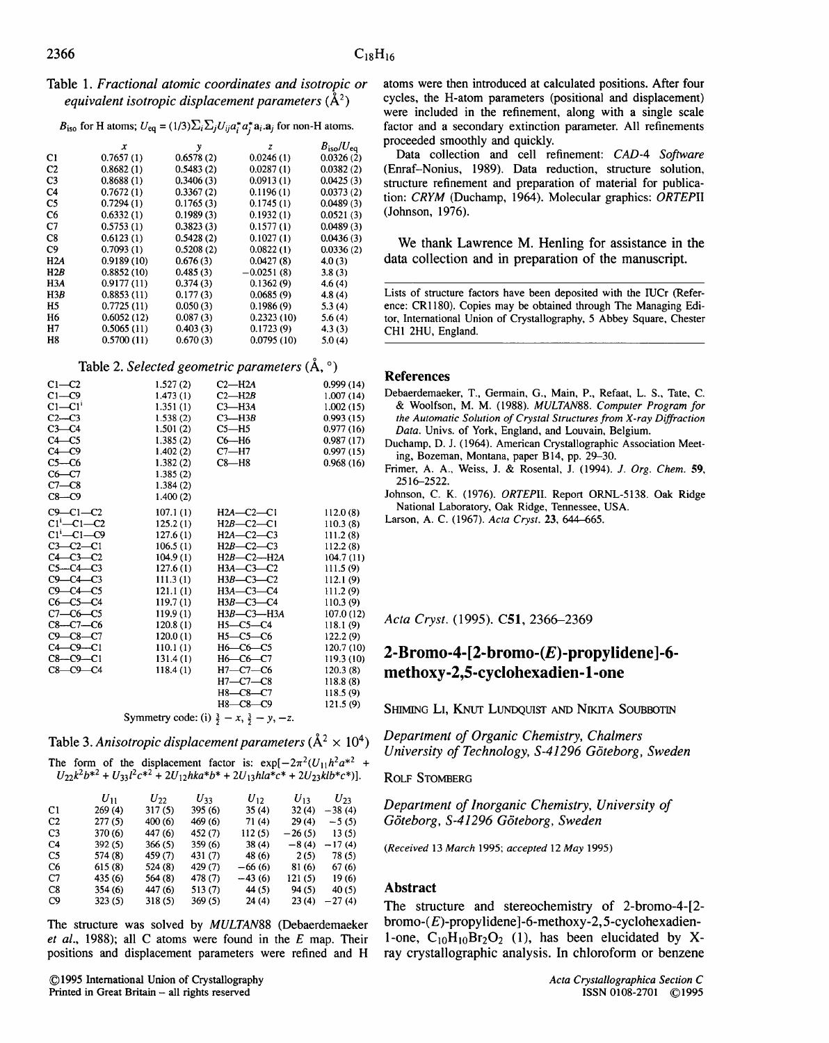Table 1. *Fractional atomic coordinates and isotropic or equivalent isotropic displacement parameters* (Å$^2$)

$B_{iso}$ for H atoms; $U_{eq} = (1/3)\Sigma_i\Sigma_j U_{ij} a_i^* a_j^* \mathbf{a}_i.\mathbf{a}_j$ for non-H atoms.

| | $x$ | $y$ | $z$ | $B_{iso}/U_{eq}$ |
|---|---|---|---|---|
| C1 | 0.7657 (1) | 0.6578 (2) | 0.0246 (1) | 0.0326 (2) |
| C2 | 0.8682 (1) | 0.5483 (2) | 0.0287 (1) | 0.0382 (2) |
| C3 | 0.8688 (1) | 0.3406 (3) | 0.0913 (1) | 0.0425 (3) |
| C4 | 0.7672 (1) | 0.3367 (2) | 0.1196 (1) | 0.0373 (2) |
| C5 | 0.7294 (1) | 0.1765 (3) | 0.1745 (1) | 0.0489 (3) |
| C6 | 0.6332 (1) | 0.1989 (3) | 0.1932 (1) | 0.0521 (3) |
| C7 | 0.5753 (1) | 0.3823 (3) | 0.1577 (1) | 0.0489 (3) |
| C8 | 0.6123 (1) | 0.5428 (2) | 0.1027 (1) | 0.0436 (3) |
| C9 | 0.7093 (1) | 0.5208 (2) | 0.0822 (1) | 0.0336 (2) |
| H2A | 0.9189 (10) | 0.676 (3) | 0.0427 (8) | 4.0 (3) |
| H2B | 0.8852 (10) | 0.485 (3) | −0.0251 (8) | 3.8 (3) |
| H3A | 0.9177 (11) | 0.374 (3) | 0.1362 (9) | 4.6 (4) |
| H3B | 0.8853 (11) | 0.177 (3) | 0.0685 (9) | 4.8 (4) |
| H5 | 0.7725 (11) | 0.050 (3) | 0.1986 (9) | 5.3 (4) |
| H6 | 0.6052 (12) | 0.087 (3) | 0.2323 (10) | 5.6 (4) |
| H7 | 0.5065 (11) | 0.403 (3) | 0.1723 (9) | 4.3 (3) |
| H8 | 0.5700 (11) | 0.670 (3) | 0.0795 (10) | 5.0 (4) |

Table 2. *Selected geometric parameters* (Å, °)

| | | | |
|---|---|---|---|
| C1—C2 | 1.527 (2) | C2—H2A | 0.999 (14) |
| C1—C9 | 1.473 (1) | C2—H2B | 1.007 (14) |
| C1—C1$^i$ | 1.351 (1) | C3—H3A | 1.002 (15) |
| C2—C3 | 1.538 (2) | C3—H3B | 0.993 (15) |
| C3—C4 | 1.501 (2) | C5—H5 | 0.977 (16) |
| C4—C5 | 1.385 (2) | C6—H6 | 0.987 (17) |
| C4—C9 | 1.402 (2) | C7—H7 | 0.997 (15) |
| C5—C6 | 1.382 (2) | C8—H8 | 0.968 (16) |
| C6—C7 | 1.385 (2) | | |
| C7—C8 | 1.384 (2) | | |
| C8—C9 | 1.400 (2) | | |
| C9—C1—C2 | 107.1 (1) | H2A—C2—C1 | 112.0 (8) |
| C1$^i$—C1—C2 | 125.2 (1) | H2B—C2—C1 | 110.3 (8) |
| C1$^i$—C1—C9 | 127.6 (1) | H2A—C2—C3 | 111.2 (8) |
| C3—C2—C1 | 106.5 (1) | H2B—C2—C3 | 112.2 (8) |
| C4—C3—C2 | 104.9 (1) | H2B—C2—H2A | 104.7 (11) |
| C5—C4—C3 | 127.6 (1) | H3A—C3—C2 | 111.5 (9) |
| C9—C4—C3 | 111.3 (1) | H3B—C3—C2 | 112.1 (9) |
| C9—C4—C5 | 121.1 (1) | H3A—C3—C4 | 111.2 (9) |
| C6—C5—C4 | 119.7 (1) | H3B—C3—C4 | 110.3 (9) |
| C7—C6—C5 | 119.9 (1) | H3B—C3—H3A | 107.0 (12) |
| C8—C7—C6 | 120.8 (1) | H5—C5—C4 | 118.1 (9) |
| C9—C8—C7 | 120.0 (1) | H5—C5—C6 | 122.2 (9) |
| C4—C9—C1 | 110.1 (1) | H6—C6—C5 | 120.7 (10) |
| C8—C9—C1 | 131.4 (1) | H6—C6—C7 | 119.3 (10) |
| C8—C9—C4 | 118.4 (1) | H7—C7—C6 | 120.3 (8) |
| | | H7—C7—C8 | 118.8 (8) |
| | | H8—C8—C7 | 118.5 (9) |
| | | H8—C8—C9 | 121.5 (9) |

Symmetry code: (i) $\frac{3}{2} - x, \frac{3}{2} - y, -z$.

Table 3. *Anisotropic displacement parameters* (Å$^2$ × 10$^4$)

The form of the displacement factor is: $\exp[-2\pi^2(U_{11}h^2a^{*2} + U_{22}k^2b^{*2} + U_{33}l^2c^{*2} + 2U_{12}hka^*b^* + 2U_{13}hla^*c^* + 2U_{23}klb^*c^*)]$.

| | $U_{11}$ | $U_{22}$ | $U_{33}$ | $U_{12}$ | $U_{13}$ | $U_{23}$ |
|---|---|---|---|---|---|---|
| C1 | 269 (4) | 317 (5) | 395 (6) | 35 (4) | 32 (4) | −38 (4) |
| C2 | 277 (5) | 400 (6) | 469 (6) | 71 (4) | 29 (4) | −5 (5) |
| C3 | 370 (6) | 447 (6) | 452 (7) | 112 (5) | −26 (5) | 13 (5) |
| C4 | 392 (5) | 366 (5) | 359 (6) | 38 (4) | −8 (4) | −17 (4) |
| C5 | 574 (8) | 459 (7) | 431 (7) | 48 (6) | 2 (5) | 78 (5) |
| C6 | 615 (8) | 524 (8) | 429 (7) | −66 (6) | 81 (6) | 67 (6) |
| C7 | 435 (6) | 564 (8) | 478 (7) | −43 (6) | 121 (5) | 19 (6) |
| C8 | 354 (6) | 447 (6) | 513 (7) | 44 (5) | 94 (5) | 40 (5) |
| C9 | 323 (5) | 318 (5) | 369 (5) | 24 (4) | 23 (4) | −27 (4) |

The structure was solved by *MULTAN*88 (Debaerdemaeker *et al.*, 1988); all C atoms were found in the *E* map. Their positions and displacement parameters were refined and H atoms were then introduced at calculated positions. After four cycles, the H-atom parameters (positional and displacement) were included in the refinement, along with a single scale factor and a secondary extinction parameter. All refinements proceeded smoothly and quickly.

Data collection and cell refinement: *CAD*-4 *Software* (Enraf–Nonius, 1989). Data reduction, structure solution, structure refinement and preparation of material for publication: *CRYM* (Duchamp, 1964). Molecular graphics: *ORTEP*II (Johnson, 1976).

We thank Lawrence M. Henling for assistance in the data collection and in preparation of the manuscript.

Lists of structure factors have been deposited with the IUCr (Reference: CR1180). Copies may be obtained through The Managing Editor, International Union of Crystallography, 5 Abbey Square, Chester CH1 2HU, England.

## References

Debaerdemaeker, T., Germain, G., Main, P., Refaat, L. S., Tate, C. & Woolfson, M. M. (1988). *MULTAN*88. *Computer Program for the Automatic Solution of Crystal Structures from X-ray Diffraction Data*. Univs. of York, England, and Louvain, Belgium.

Duchamp, D. J. (1964). American Crystallographic Association Meeting, Bozeman, Montana, paper B14, pp. 29–30.

Frimer, A. A., Weiss, J. & Rosental, J. (1994). *J. Org. Chem.* **59**, 2516–2522.

Johnson, C. K. (1976). *ORTEP*II. Report ORNL-5138. Oak Ridge National Laboratory, Oak Ridge, Tennessee, USA.

Larson, A. C. (1967). *Acta Cryst.* **23**, 664–665.

---

*Acta Cryst.* (1995). C**51**, 2366–2369

# 2-Bromo-4-[2-bromo-(*E*)-propylidene]-6-methoxy-2,5-cyclohexadien-1-one

Shiming Li, Knut Lundquist and Nikita Soubbotin

*Department of Organic Chemistry, Chalmers University of Technology, S-41296 Göteborg, Sweden*

Rolf Stomberg

*Department of Inorganic Chemistry, University of Göteborg, S-41296 Göteborg, Sweden*

*(Received 13 March 1995; accepted 12 May 1995)*

## Abstract

The structure and stereochemistry of 2-bromo-4-[2-bromo-(*E*)-propylidene]-6-methoxy-2,5-cyclohexadien-1-one, $C_{10}H_{10}Br_2O_2$ (1), has been elucidated by X-ray crystallographic analysis. In chloroform or benzene